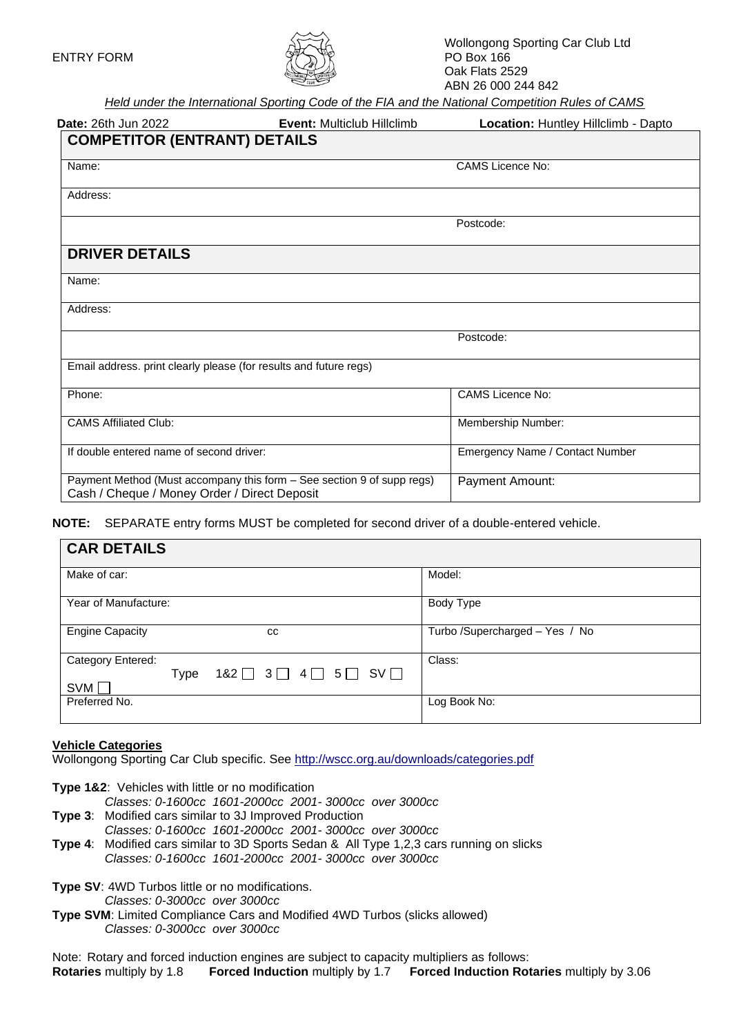ENTRY FORM

Wollongong Sporting Car Club Ltd
PO Box 166
Oak Flats 2529
ABN 26 000 244 842

*Held under the International Sporting Code of the FIA and the National Competition Rules of CAMS*

**Date:** 26th Jun 2022 **Event:** Multiclub Hillclimb **Location:** Huntley Hillclimb - Dapto

## COMPETITOR (ENTRANT) DETAILS

| Name: | CAMS Licence No: |
|---|---|
| Address: | |
| | Postcode: |

## DRIVER DETAILS

| | |
|---|---|
| Name: | |
| Address: | |
| | Postcode: |
| Email address. print clearly please (for results and future regs) | |
| Phone: | CAMS Licence No: |
| CAMS Affiliated Club: | Membership Number: |
| If double entered name of second driver: | Emergency Name / Contact Number |
| Payment Method (Must accompany this form – See section 9 of supp regs)<br>Cash / Cheque / Money Order / Direct Deposit | Payment Amount: |

**NOTE:** SEPARATE entry forms MUST be completed for second driver of a double-entered vehicle.

## CAR DETAILS

| | |
|---|---|
| Make of car: | Model: |
| Year of Manufacture: | Body Type |
| Engine Capacity cc | Turbo /Supercharged – Yes / No |
| Category Entered: Type 1&2 ☐ 3 ☐ 4 ☐ 5 ☐ SV ☐ SVM ☐ | Class: |
| Preferred No. | Log Book No: |

**Vehicle Categories**

Wollongong Sporting Car Club specific. See http://wscc.org.au/downloads/categories.pdf

**Type 1&2**: Vehicles with little or no modification
*Classes: 0-1600cc 1601-2000cc 2001- 3000cc over 3000cc*

**Type 3**: Modified cars similar to 3J Improved Production
*Classes: 0-1600cc 1601-2000cc 2001- 3000cc over 3000cc*

**Type 4**: Modified cars similar to 3D Sports Sedan & All Type 1,2,3 cars running on slicks
*Classes: 0-1600cc 1601-2000cc 2001- 3000cc over 3000cc*

**Type SV**: 4WD Turbos little or no modifications.
*Classes: 0-3000cc over 3000cc*

**Type SVM**: Limited Compliance Cars and Modified 4WD Turbos (slicks allowed)
*Classes: 0-3000cc over 3000cc*

Note: Rotary and forced induction engines are subject to capacity multipliers as follows:
**Rotaries** multiply by 1.8 **Forced Induction** multiply by 1.7 **Forced Induction Rotaries** multiply by 3.06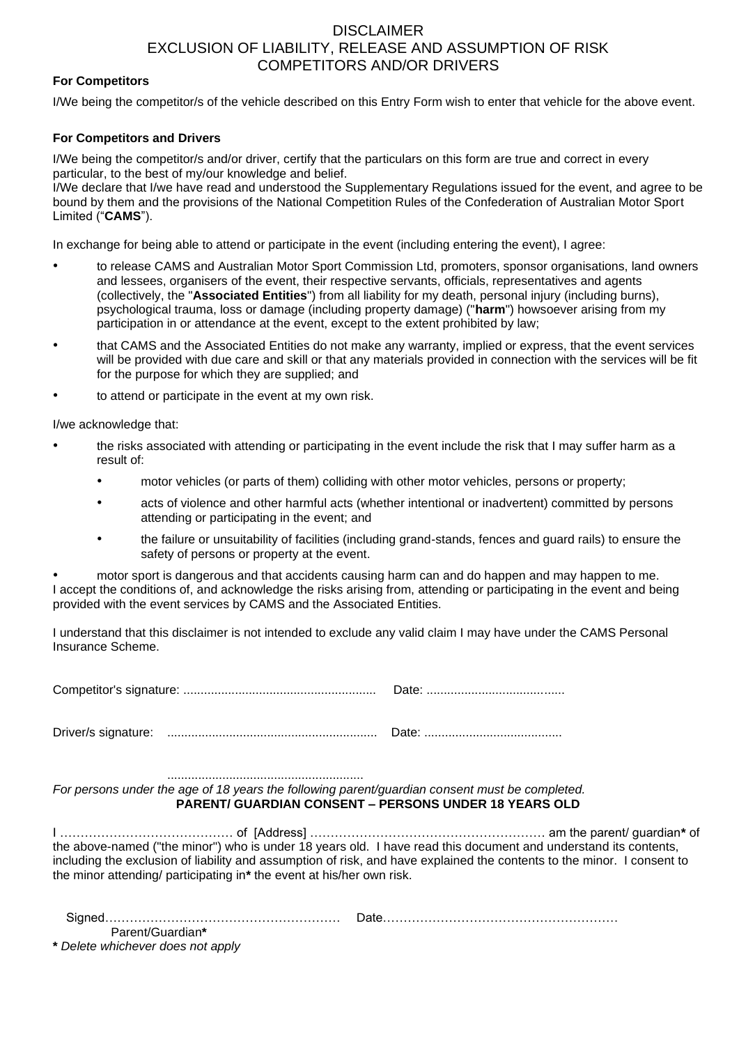# DISCLAIMER
# EXCLUSION OF LIABILITY, RELEASE AND ASSUMPTION OF RISK
# COMPETITORS AND/OR DRIVERS

**For Competitors**

I/We being the competitor/s of the vehicle described on this Entry Form wish to enter that vehicle for the above event.

**For Competitors and Drivers**

I/We being the competitor/s and/or driver, certify that the particulars on this form are true and correct in every particular, to the best of my/our knowledge and belief.
I/We declare that I/we have read and understood the Supplementary Regulations issued for the event, and agree to be bound by them and the provisions of the National Competition Rules of the Confederation of Australian Motor Sport Limited ("**CAMS**").

In exchange for being able to attend or participate in the event (including entering the event), I agree:

- to release CAMS and Australian Motor Sport Commission Ltd, promoters, sponsor organisations, land owners and lessees, organisers of the event, their respective servants, officials, representatives and agents (collectively, the "**Associated Entities**") from all liability for my death, personal injury (including burns), psychological trauma, loss or damage (including property damage) ("**harm**") howsoever arising from my participation in or attendance at the event, except to the extent prohibited by law;
- that CAMS and the Associated Entities do not make any warranty, implied or express, that the event services will be provided with due care and skill or that any materials provided in connection with the services will be fit for the purpose for which they are supplied; and
- to attend or participate in the event at my own risk.

I/we acknowledge that:

- the risks associated with attending or participating in the event include the risk that I may suffer harm as a result of:
  - motor vehicles (or parts of them) colliding with other motor vehicles, persons or property;
  - acts of violence and other harmful acts (whether intentional or inadvertent) committed by persons attending or participating in the event; and
  - the failure or unsuitability of facilities (including grand-stands, fences and guard rails) to ensure the safety of persons or property at the event.
- motor sport is dangerous and that accidents causing harm can and do happen and may happen to me.

I accept the conditions of, and acknowledge the risks arising from, attending or participating in the event and being provided with the event services by CAMS and the Associated Entities.

I understand that this disclaimer is not intended to exclude any valid claim I may have under the CAMS Personal Insurance Scheme.

Competitor's signature: ........................................................ Date: ........................................

Driver/s signature: ............................................................ Date: ........................................

.........................................................

*For persons under the age of 18 years the following parent/guardian consent must be completed.*

**PARENT/ GUARDIAN CONSENT – PERSONS UNDER 18 YEARS OLD**

I …………………………………… of [Address] ………………………………………………… am the parent/ guardian**\*** of the above-named ("the minor") who is under 18 years old. I have read this document and understand its contents, including the exclusion of liability and assumption of risk, and have explained the contents to the minor. I consent to the minor attending/ participating in**\*** the event at his/her own risk.

Signed………………………………………………… Date…………………………………………………
Parent/Guardian**\***

**\*** *Delete whichever does not apply*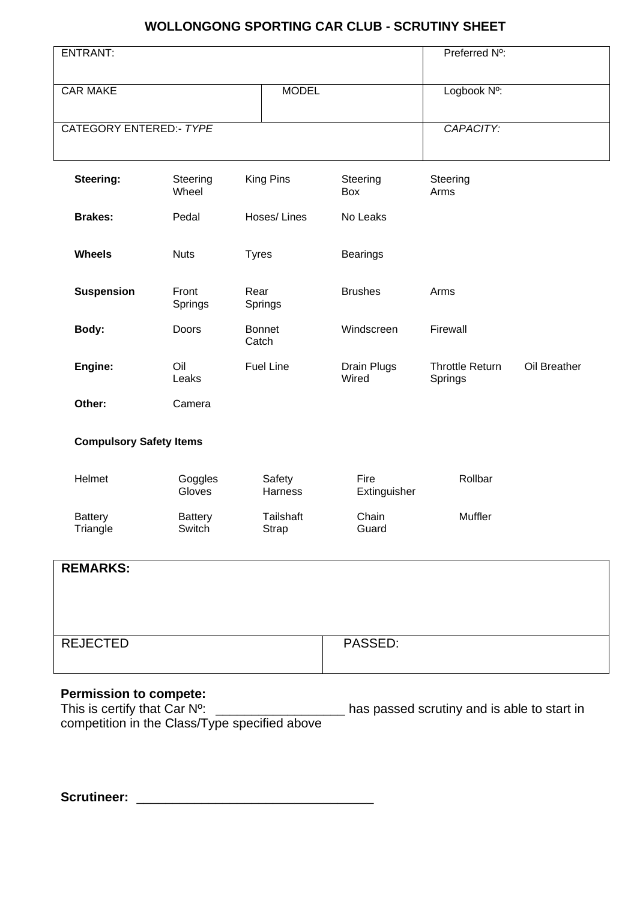## WOLLONGONG SPORTING CAR CLUB - SCRUTINY SHEET

| | | |
|---|---|---|
| ENTRANT: | | Preferred Nº: |
| CAR MAKE | MODEL | Logbook Nº: |
| CATEGORY ENTERED:- *TYPE* | | *CAPACITY:* |

| | | | | | |
|---|---|---|---|---|---|
| **Steering:** | Steering Wheel | King Pins | Steering Box | Steering Arms | |
| **Brakes:** | Pedal | Hoses/ Lines | No Leaks | | |
| **Wheels** | Nuts | Tyres | Bearings | | |
| **Suspension** | Front Springs | Rear Springs | Brushes | Arms | |
| **Body:** | Doors | Bonnet Catch | Windscreen | Firewall | |
| **Engine:** | Oil Leaks | Fuel Line | Drain Plugs Wired | Throttle Return Springs | Oil Breather |
| **Other:** | Camera | | | | |

**Compulsory Safety Items**

| | | | | |
|---|---|---|---|---|
| Helmet | Goggles Gloves | Safety Harness | Fire Extinguisher | Rollbar |
| Battery Triangle | Battery Switch | Tailshaft Strap | Chain Guard | Muffler |

| | |
|---|---|
| **REMARKS:** | |
| REJECTED | PASSED: |

**Permission to compete:**
This is certify that Car Nº: \_\_\_\_\_\_\_\_\_\_\_\_\_\_\_\_\_ has passed scrutiny and is able to start in competition in the Class/Type specified above

**Scrutineer:** \_\_\_\_\_\_\_\_\_\_\_\_\_\_\_\_\_\_\_\_\_\_\_\_\_\_\_\_\_\_\_\_